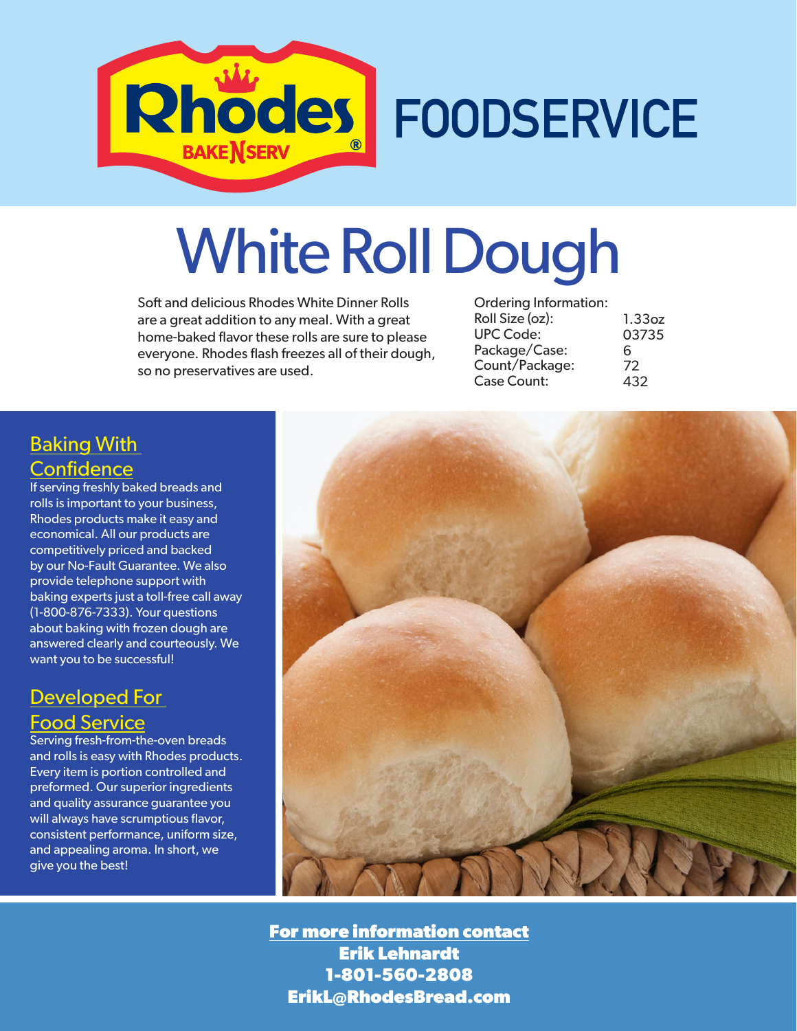# Rhodes BAKE N SERV® FOODSERVICE

# White Roll Dough

Soft and delicious Rhodes White Dinner Rolls are a great addition to any meal. With a great home-baked flavor these rolls are sure to please everyone. Rhodes flash freezes all of their dough, so no preservatives are used.

Ordering Information:

| | |
|---|---|
| Roll Size (oz): | 1.33oz |
| UPC Code: | 03735 |
| Package/Case: | 6 |
| Count/Package: | 72 |
| Case Count: | 432 |

## Baking With Confidence

If serving freshly baked breads and rolls is important to your business, Rhodes products make it easy and economical. All our products are competitively priced and backed by our No-Fault Guarantee. We also provide telephone support with baking experts just a toll-free call away (1-800-876-7333). Your questions about baking with frozen dough are answered clearly and courteously. We want you to be successful!

## Developed For Food Service

Serving fresh-from-the-oven breads and rolls is easy with Rhodes products. Every item is portion controlled and preformed. Our superior ingredients and quality assurance guarantee you will always have scrumptious flavor, consistent performance, uniform size, and appealing aroma. In short, we give you the best!

**For more information contact**
**Erik Lehnardt**
**1-801-560-2808**
**ErikL@RhodesBread.com**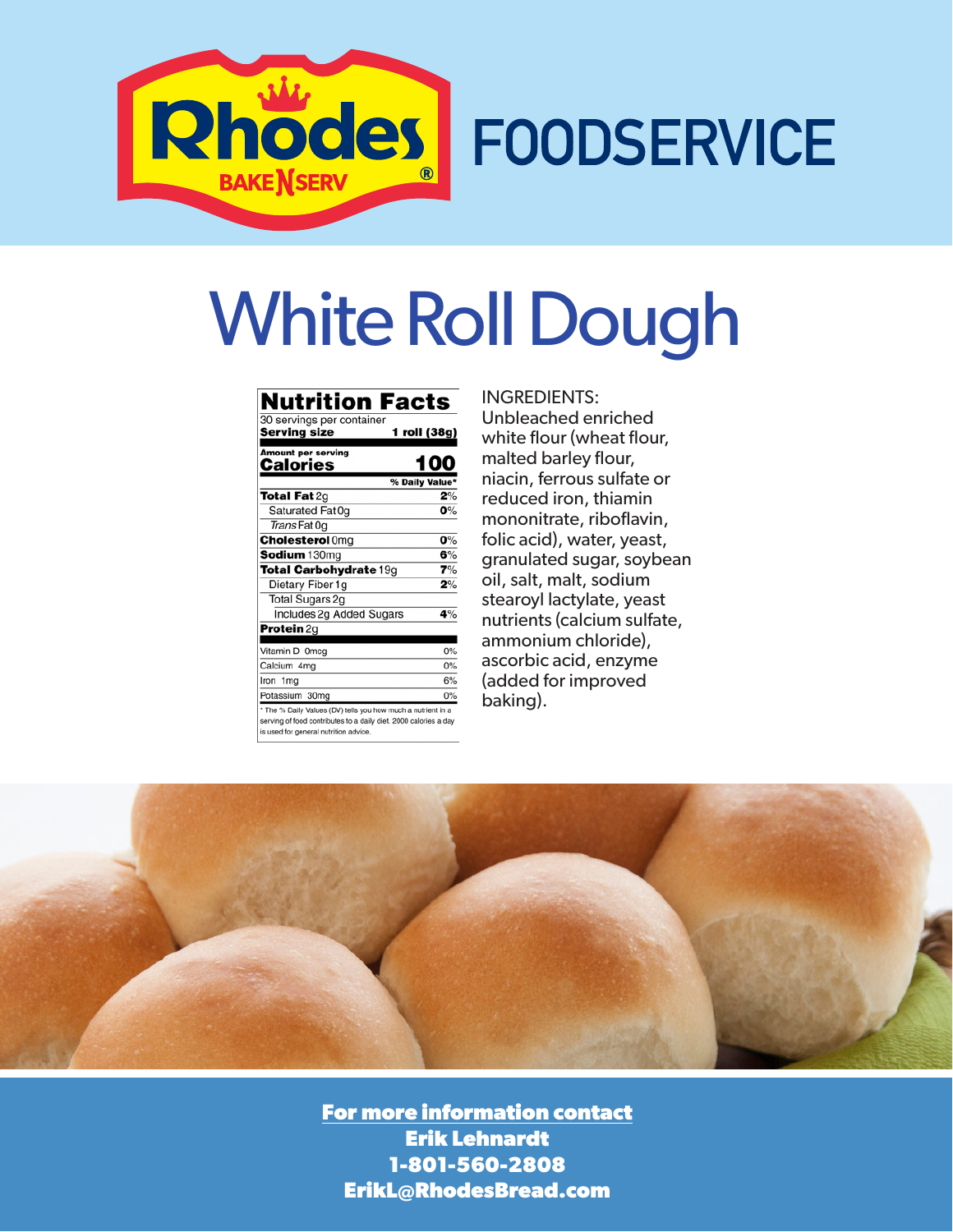Rhodes BAKE N SERV®

FOODSERVICE

# White Roll Dough

## Nutrition Facts

30 servings per container

**Serving size** **1 roll (38g)**

| | |
|---|---|
| **Amount per serving** | |
| **Calories** | **100** |
| | **% Daily Value*** |
| **Total Fat** 2g | **2%** |
| Saturated Fat 0g | **0%** |
| *Trans* Fat 0g | |
| **Cholesterol** 0mg | **0%** |
| **Sodium** 130mg | **6%** |
| **Total Carbohydrate** 19g | **7%** |
| Dietary Fiber 1g | **2%** |
| Total Sugars 2g | |
| Includes 2g Added Sugars | **4%** |
| **Protein** 2g | |
| Vitamin D 0mcg | 0% |
| Calcium 4mg | 0% |
| Iron 1mg | 6% |
| Potassium 30mg | 0% |

* The % Daily Values (DV) tells you how much a nutrient in a serving of food contributes to a daily diet. 2000 calories a day is used for general nutrition advice.

INGREDIENTS:
Unbleached enriched white flour (wheat flour, malted barley flour, niacin, ferrous sulfate or reduced iron, thiamin mononitrate, riboflavin, folic acid), water, yeast, granulated sugar, soybean oil, salt, malt, sodium stearoyl lactylate, yeast nutrients (calcium sulfate, ammonium chloride), ascorbic acid, enzyme (added for improved baking).

**For more information contact**
**Erik Lehnardt**
**1-801-560-2808**
**ErikL@RhodesBread.com**